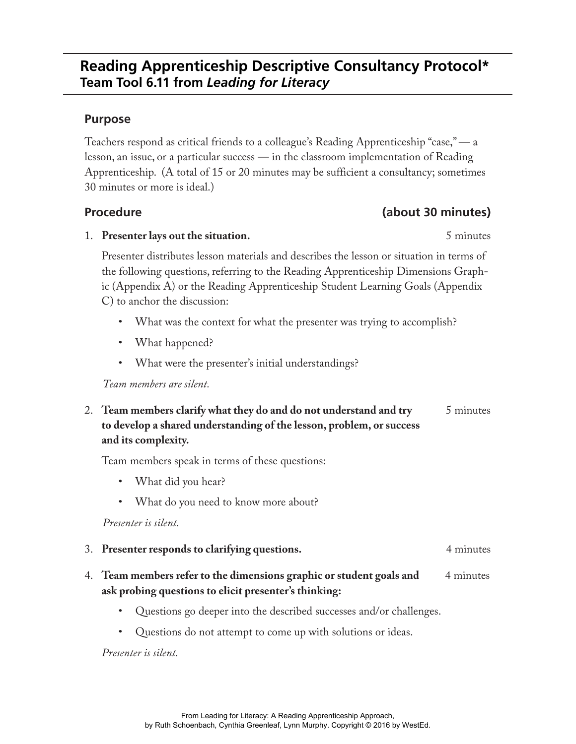# Reading Apprenticeship Descriptive Consultancy Protocol*
## Team Tool 6.11 from *Leading for Literacy*

### Purpose

Teachers respond as critical friends to a colleague's Reading Apprenticeship "case," — a lesson, an issue, or a particular success — in the classroom implementation of Reading Apprenticeship. (A total of 15 or 20 minutes may be sufficient a consultancy; sometimes 30 minutes or more is ideal.)

### Procedure (about 30 minutes)

1. **Presenter lays out the situation.** 5 minutes

   Presenter distributes lesson materials and describes the lesson or situation in terms of the following questions, referring to the Reading Apprenticeship Dimensions Graphic (Appendix A) or the Reading Apprenticeship Student Learning Goals (Appendix C) to anchor the discussion:

   - What was the context for what the presenter was trying to accomplish?
   - What happened?
   - What were the presenter's initial understandings?

   *Team members are silent.*

2. **Team members clarify what they do and do not understand and try to develop a shared understanding of the lesson, problem, or success and its complexity.** 5 minutes

   Team members speak in terms of these questions:

   - What did you hear?
   - What do you need to know more about?

   *Presenter is silent.*

3. **Presenter responds to clarifying questions.** 4 minutes

4. **Team members refer to the dimensions graphic or student goals and ask probing questions to elicit presenter's thinking:** 4 minutes

   - Questions go deeper into the described successes and/or challenges.
   - Questions do not attempt to come up with solutions or ideas.

   *Presenter is silent.*

From Leading for Literacy: A Reading Apprenticeship Approach,
by Ruth Schoenbach, Cynthia Greenleaf, Lynn Murphy. Copyright © 2016 by WestEd.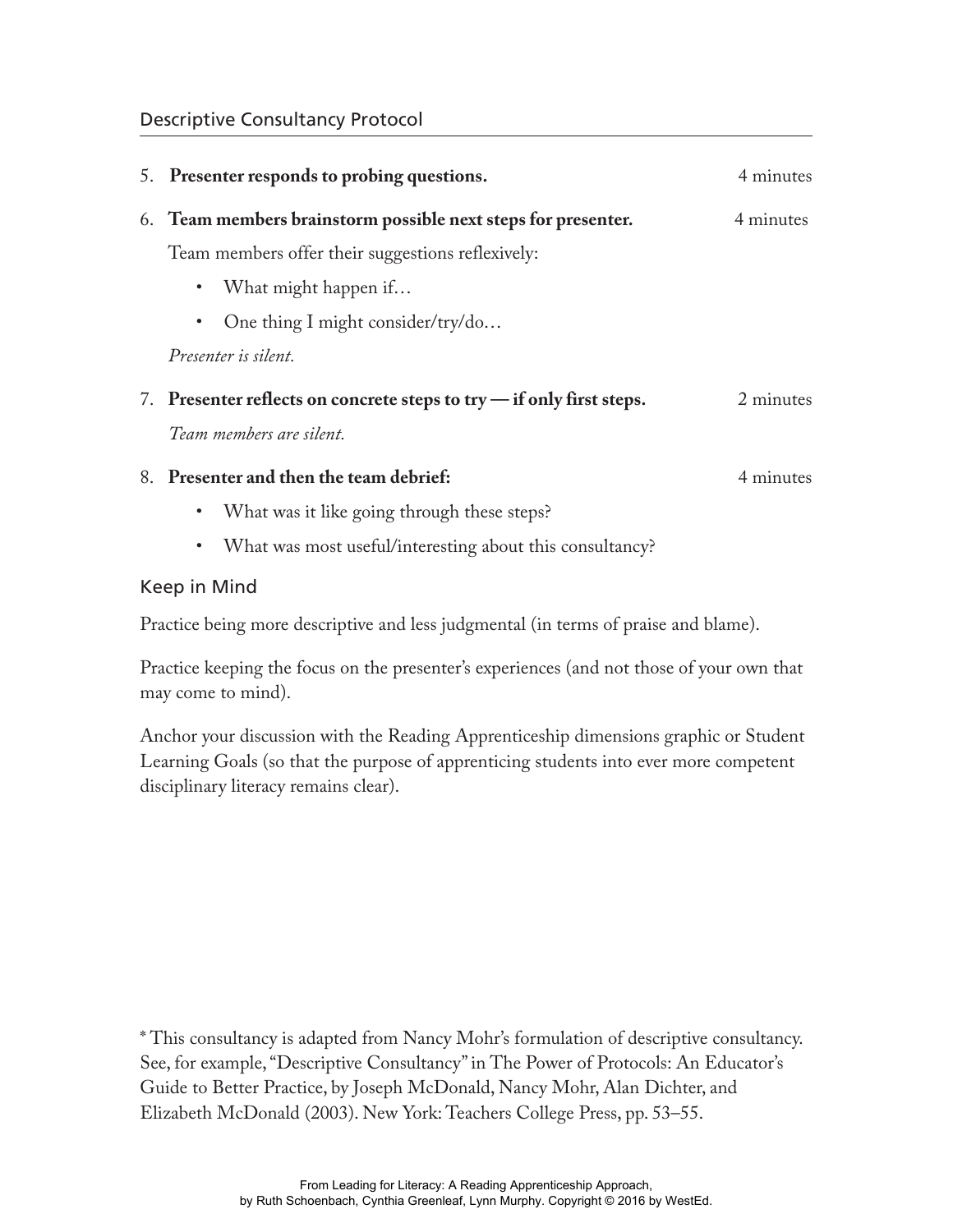5. **Presenter responds to probing questions.** 4 minutes

6. **Team members brainstorm possible next steps for presenter.** 4 minutes

   Team members offer their suggestions reflexively:

   - What might happen if…
   - One thing I might consider/try/do…

   *Presenter is silent.*

7. **Presenter reflects on concrete steps to try — if only first steps.** 2 minutes

   *Team members are silent.*

8. **Presenter and then the team debrief:** 4 minutes

   - What was it like going through these steps?
   - What was most useful/interesting about this consultancy?

## Keep in Mind

Practice being more descriptive and less judgmental (in terms of praise and blame).

Practice keeping the focus on the presenter's experiences (and not those of your own that may come to mind).

Anchor your discussion with the Reading Apprenticeship dimensions graphic or Student Learning Goals (so that the purpose of apprenticing students into ever more competent disciplinary literacy remains clear).

* This consultancy is adapted from Nancy Mohr's formulation of descriptive consultancy. See, for example, "Descriptive Consultancy" in The Power of Protocols: An Educator's Guide to Better Practice, by Joseph McDonald, Nancy Mohr, Alan Dichter, and Elizabeth McDonald (2003). New York: Teachers College Press, pp. 53–55.